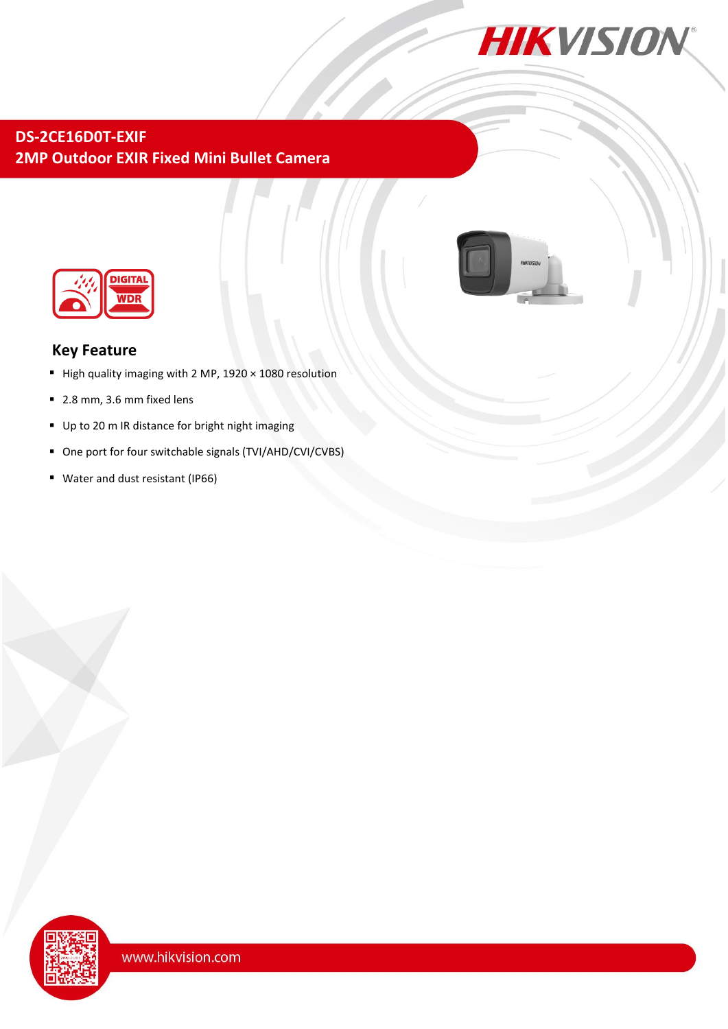# DS-2CE16D0T-EXIF
## 2MP Outdoor EXIR Fixed Mini Bullet Camera

## Key Feature

- High quality imaging with 2 MP, 1920 × 1080 resolution
- 2.8 mm, 3.6 mm fixed lens
- Up to 20 m IR distance for bright night imaging
- One port for four switchable signals (TVI/AHD/CVI/CVBS)
- Water and dust resistant (IP66)

www.hikvision.com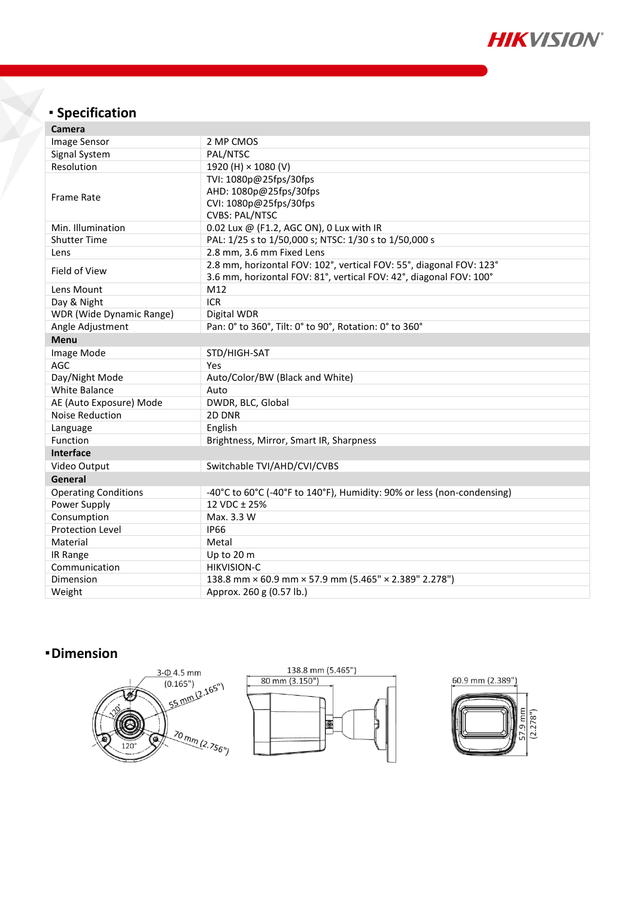## Specification

| Camera | |
|---|---|
| Image Sensor | 2 MP CMOS |
| Signal System | PAL/NTSC |
| Resolution | 1920 (H) × 1080 (V) |
| Frame Rate | TVI: 1080p@25fps/30fps<br>AHD: 1080p@25fps/30fps<br>CVI: 1080p@25fps/30fps<br>CVBS: PAL/NTSC |
| Min. Illumination | 0.02 Lux @ (F1.2, AGC ON), 0 Lux with IR |
| Shutter Time | PAL: 1/25 s to 1/50,000 s; NTSC: 1/30 s to 1/50,000 s |
| Lens | 2.8 mm, 3.6 mm Fixed Lens |
| Field of View | 2.8 mm, horizontal FOV: 102°, vertical FOV: 55°, diagonal FOV: 123°<br>3.6 mm, horizontal FOV: 81°, vertical FOV: 42°, diagonal FOV: 100° |
| Lens Mount | M12 |
| Day & Night | ICR |
| WDR (Wide Dynamic Range) | Digital WDR |
| Angle Adjustment | Pan: 0° to 360°, Tilt: 0° to 90°, Rotation: 0° to 360° |
| **Menu** | |
| Image Mode | STD/HIGH-SAT |
| AGC | Yes |
| Day/Night Mode | Auto/Color/BW (Black and White) |
| White Balance | Auto |
| AE (Auto Exposure) Mode | DWDR, BLC, Global |
| Noise Reduction | 2D DNR |
| Language | English |
| Function | Brightness, Mirror, Smart IR, Sharpness |
| **Interface** | |
| Video Output | Switchable TVI/AHD/CVI/CVBS |
| **General** | |
| Operating Conditions | -40°C to 60°C (-40°F to 140°F), Humidity: 90% or less (non-condensing) |
| Power Supply | 12 VDC ± 25% |
| Consumption | Max. 3.3 W |
| Protection Level | IP66 |
| Material | Metal |
| IR Range | Up to 20 m |
| Communication | HIKVISION-C |
| Dimension | 138.8 mm × 60.9 mm × 57.9 mm (5.465" × 2.389" 2.278") |
| Weight | Approx. 260 g (0.57 lb.) |

## Dimension

3-Φ 4.5 mm (0.165")
55 mm (2.165")
70 mm (2.756")
120°
120°

138.8 mm (5.465")
80 mm (3.150")

60.9 mm (2.389")
57.9 mm (2.278")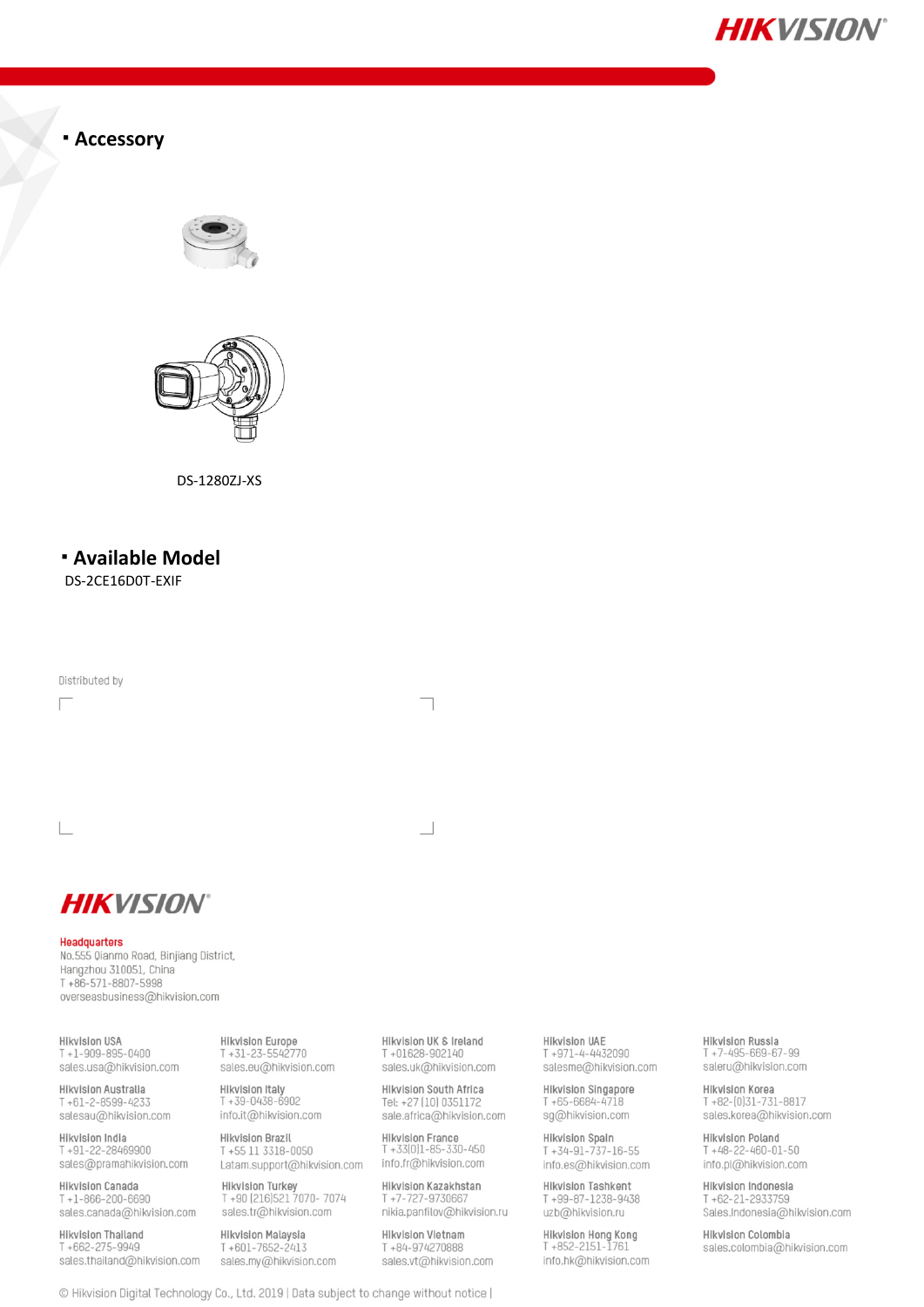## Accessory

DS-1280ZJ-XS

## Available Model

DS-2CE16D0T-EXIF

Distributed by

**HIKVISION**

**Headquarters**
No.555 Qianmo Road, Binjiang District,
Hangzhou 310051, China
T +86-571-8807-5998
overseasbusiness@hikvision.com

Hikvision USA
T +1-909-895-0400
sales.usa@hikvision.com

Hikvision Australia
T +61-2-8599-4233
salesau@hikvision.com

Hikvision India
T +91-22-28469900
sales@pramahikvision.com

Hikvision Canada
T +1-866-200-6690
sales.canada@hikvision.com

Hikvision Thailand
T +662-275-9949
sales.thailand@hikvision.com

Hikvision Europe
T +31-23-5542770
sales.eu@hikvision.com

Hikvision Italy
T +39-0438-6902
info.it@hikvision.com

Hikvision Brazil
T +55 11 3318-0050
Latam.support@hikvision.com

Hikvision Turkey
T +90 (216)521 7070- 7074
sales.tr@hikvision.com

Hikvision Malaysia
T +601-7652-2413
sales.my@hikvision.com

Hikvision UK & Ireland
T +01628-902140
sales.uk@hikvision.com

Hikvision South Africa
Tel: +27 (10) 0351172
sale.africa@hikvision.com

Hikvision France
T +33(0)1-85-330-450
info.fr@hikvision.com

Hikvision Kazakhstan
T +7-727-9730667
nikia.panfilov@hikvision.ru

Hikvision Vietnam
T +84-974270888
sales.vt@hikvision.com

Hikvision UAE
T +971-4-4432090
salesme@hikvision.com

Hikvision Singapore
T +65-6684-4718
sg@hikvision.com

Hikvision Spain
T +34-91-737-16-55
info.es@hikvision.com

Hikvision Tashkent
T +99-87-1238-9438
uzb@hikvision.ru

Hikvision Hong Kong
T +852-2151-1761
info.hk@hikvision.com

Hikvision Russia
T +7-495-669-67-99
saleru@hikvision.com

Hikvision Korea
T +82-(0)31-731-8817
sales.korea@hikvision.com

Hikvision Poland
T +48-22-460-01-50
info.pl@hikvision.com

Hikvision Indonesia
T +62-21-2933759
Sales.Indonesia@hikvision.com

Hikvision Colombia
sales.colombia@hikvision.com

© Hikvision Digital Technology Co., Ltd. 2019 | Data subject to change without notice |